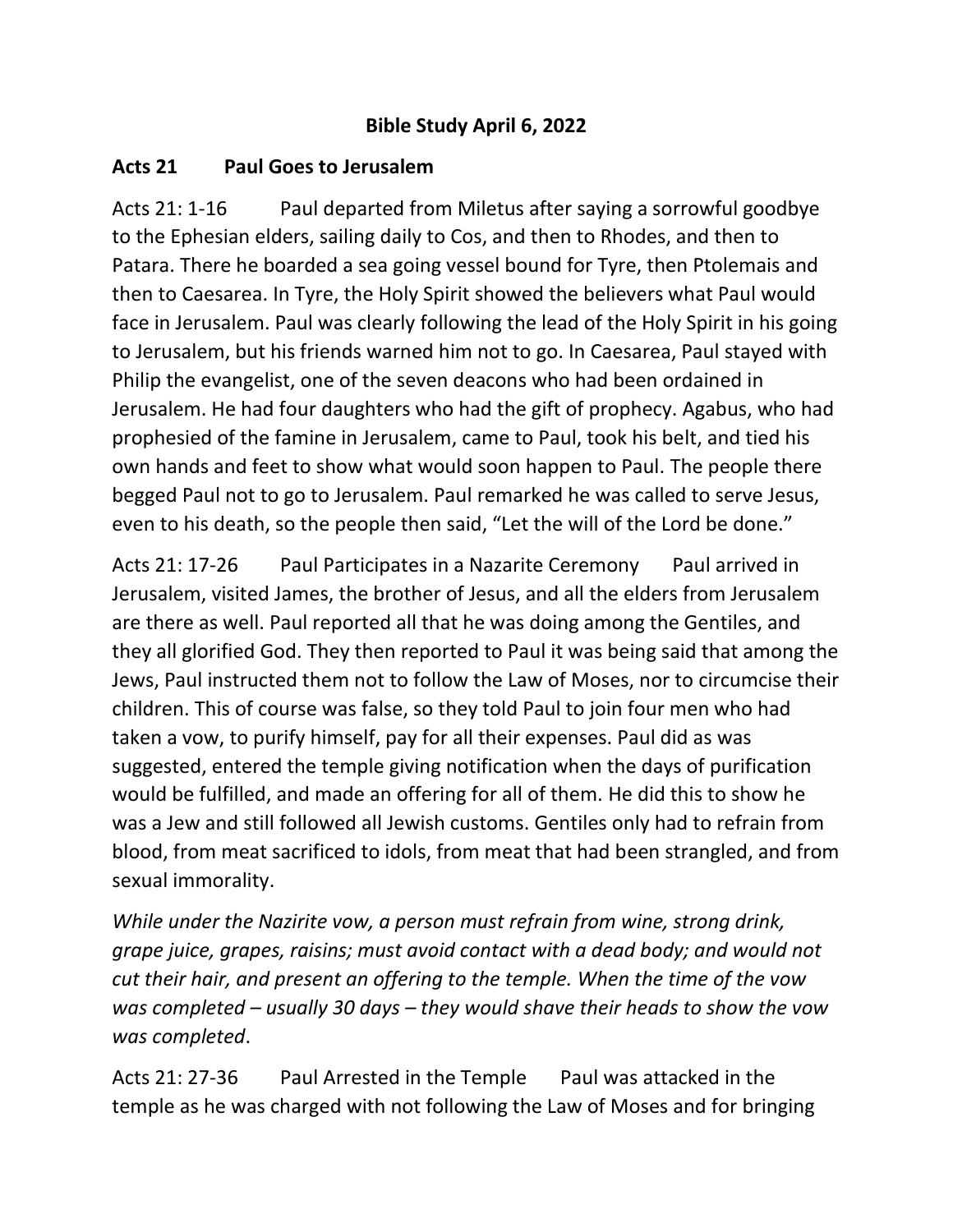**Bible Study April 6, 2022**

## Acts 21 Paul Goes to Jerusalem

Acts 21: 1-16 Paul departed from Miletus after saying a sorrowful goodbye to the Ephesian elders, sailing daily to Cos, and then to Rhodes, and then to Patara. There he boarded a sea going vessel bound for Tyre, then Ptolemais and then to Caesarea. In Tyre, the Holy Spirit showed the believers what Paul would face in Jerusalem. Paul was clearly following the lead of the Holy Spirit in his going to Jerusalem, but his friends warned him not to go. In Caesarea, Paul stayed with Philip the evangelist, one of the seven deacons who had been ordained in Jerusalem. He had four daughters who had the gift of prophecy. Agabus, who had prophesied of the famine in Jerusalem, came to Paul, took his belt, and tied his own hands and feet to show what would soon happen to Paul. The people there begged Paul not to go to Jerusalem. Paul remarked he was called to serve Jesus, even to his death, so the people then said, "Let the will of the Lord be done."

Acts 21: 17-26 Paul Participates in a Nazarite Ceremony Paul arrived in Jerusalem, visited James, the brother of Jesus, and all the elders from Jerusalem are there as well. Paul reported all that he was doing among the Gentiles, and they all glorified God. They then reported to Paul it was being said that among the Jews, Paul instructed them not to follow the Law of Moses, nor to circumcise their children. This of course was false, so they told Paul to join four men who had taken a vow, to purify himself, pay for all their expenses. Paul did as was suggested, entered the temple giving notification when the days of purification would be fulfilled, and made an offering for all of them. He did this to show he was a Jew and still followed all Jewish customs. Gentiles only had to refrain from blood, from meat sacrificed to idols, from meat that had been strangled, and from sexual immorality.

*While under the Nazirite vow, a person must refrain from wine, strong drink, grape juice, grapes, raisins; must avoid contact with a dead body; and would not cut their hair, and present an offering to the temple. When the time of the vow was completed – usually 30 days – they would shave their heads to show the vow was completed*.

Acts 21: 27-36 Paul Arrested in the Temple Paul was attacked in the temple as he was charged with not following the Law of Moses and for bringing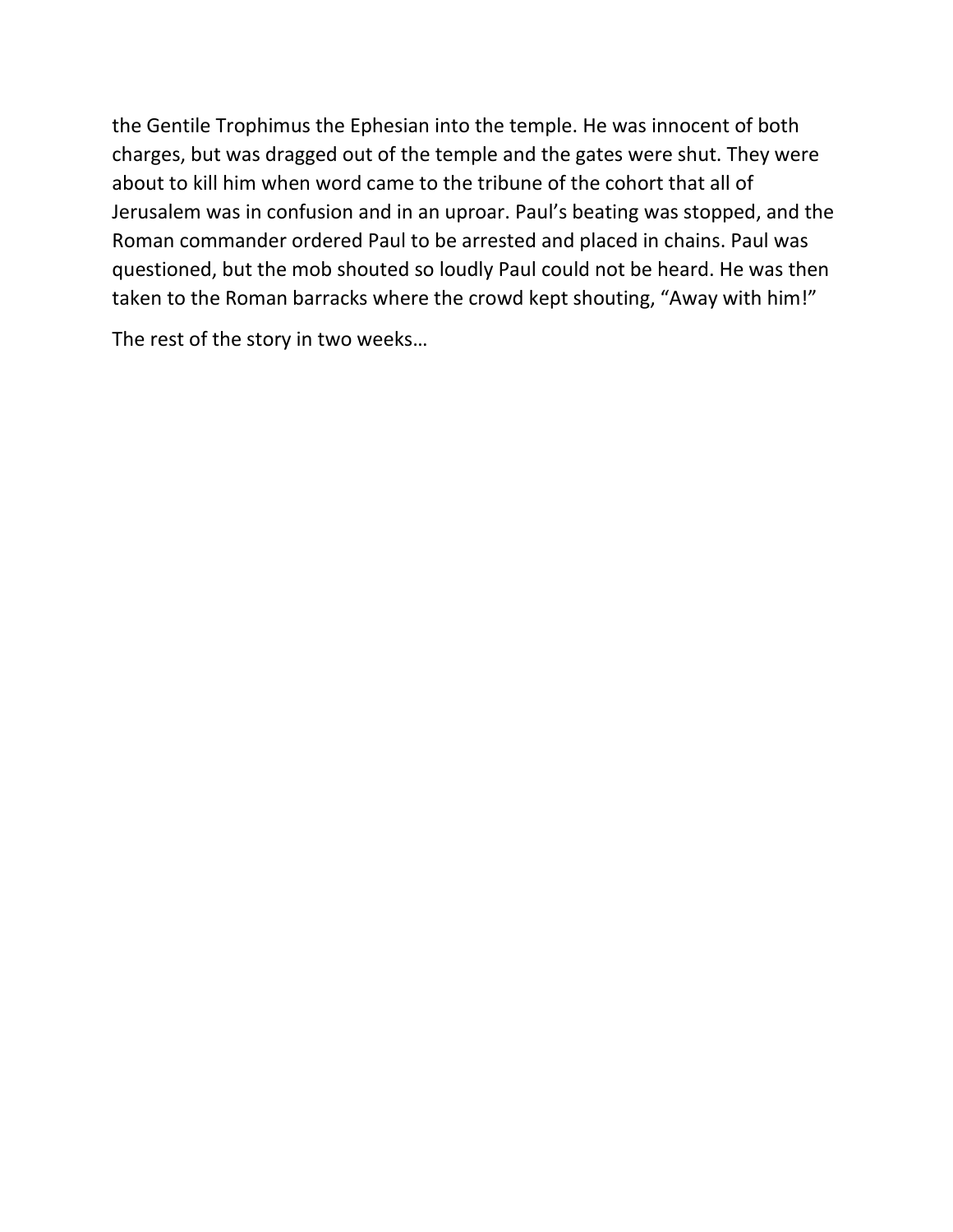the Gentile Trophimus the Ephesian into the temple. He was innocent of both charges, but was dragged out of the temple and the gates were shut. They were about to kill him when word came to the tribune of the cohort that all of Jerusalem was in confusion and in an uproar. Paul's beating was stopped, and the Roman commander ordered Paul to be arrested and placed in chains. Paul was questioned, but the mob shouted so loudly Paul could not be heard. He was then taken to the Roman barracks where the crowd kept shouting, "Away with him!"

The rest of the story in two weeks…